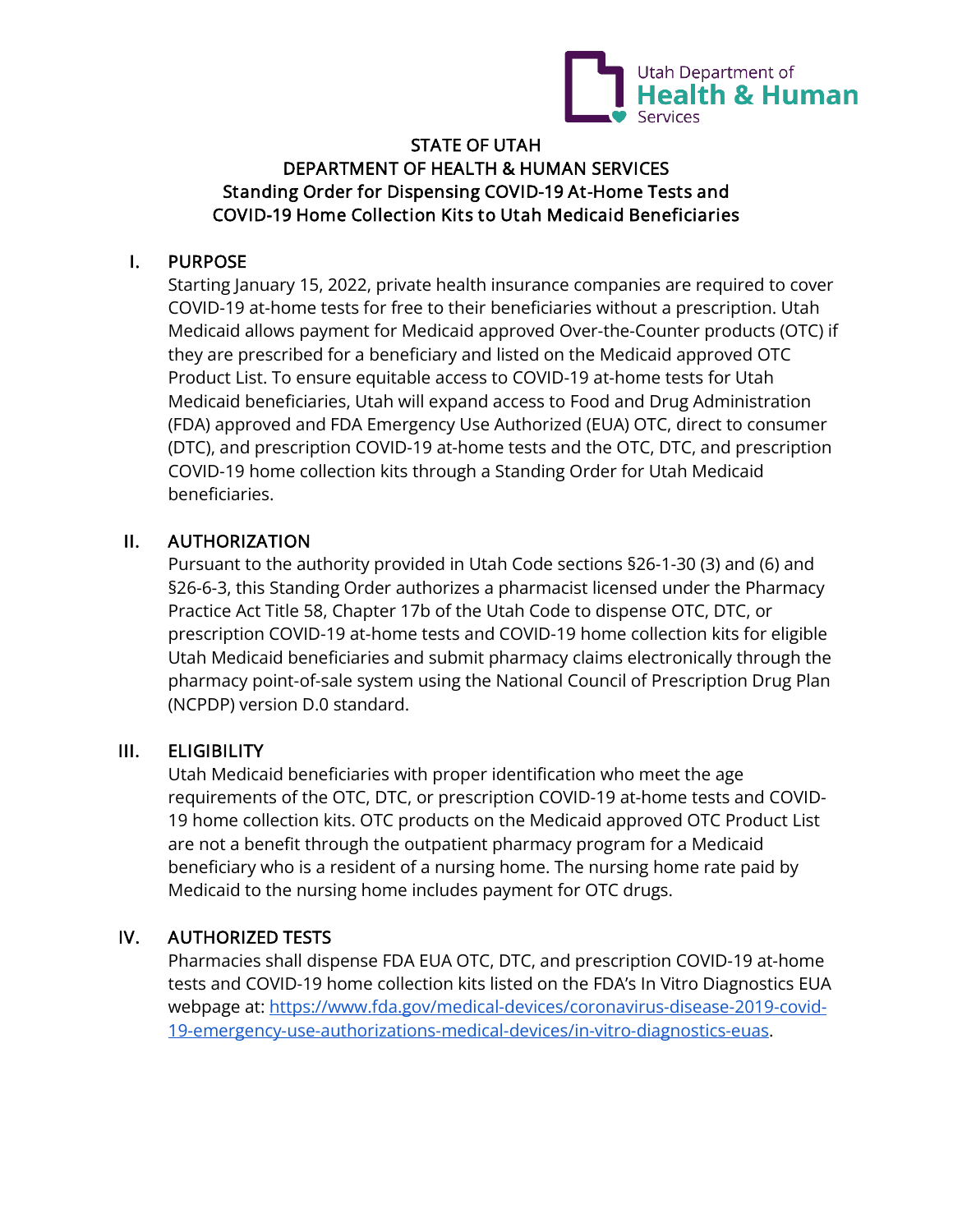Utah Department of Health & Human Services

# STATE OF UTAH
# DEPARTMENT OF HEALTH & HUMAN SERVICES
# Standing Order for Dispensing COVID-19 At-Home Tests and COVID-19 Home Collection Kits to Utah Medicaid Beneficiaries

## I. PURPOSE

Starting January 15, 2022, private health insurance companies are required to cover COVID-19 at-home tests for free to their beneficiaries without a prescription. Utah Medicaid allows payment for Medicaid approved Over-the-Counter products (OTC) if they are prescribed for a beneficiary and listed on the Medicaid approved OTC Product List. To ensure equitable access to COVID-19 at-home tests for Utah Medicaid beneficiaries, Utah will expand access to Food and Drug Administration (FDA) approved and FDA Emergency Use Authorized (EUA) OTC, direct to consumer (DTC), and prescription COVID-19 at-home tests and the OTC, DTC, and prescription COVID-19 home collection kits through a Standing Order for Utah Medicaid beneficiaries.

## II. AUTHORIZATION

Pursuant to the authority provided in Utah Code sections §26-1-30 (3) and (6) and §26-6-3, this Standing Order authorizes a pharmacist licensed under the Pharmacy Practice Act Title 58, Chapter 17b of the Utah Code to dispense OTC, DTC, or prescription COVID-19 at-home tests and COVID-19 home collection kits for eligible Utah Medicaid beneficiaries and submit pharmacy claims electronically through the pharmacy point-of-sale system using the National Council of Prescription Drug Plan (NCPDP) version D.0 standard.

## III. ELIGIBILITY

Utah Medicaid beneficiaries with proper identification who meet the age requirements of the OTC, DTC, or prescription COVID-19 at-home tests and COVID-19 home collection kits. OTC products on the Medicaid approved OTC Product List are not a benefit through the outpatient pharmacy program for a Medicaid beneficiary who is a resident of a nursing home. The nursing home rate paid by Medicaid to the nursing home includes payment for OTC drugs.

## IV. AUTHORIZED TESTS

Pharmacies shall dispense FDA EUA OTC, DTC, and prescription COVID-19 at-home tests and COVID-19 home collection kits listed on the FDA's In Vitro Diagnostics EUA webpage at: [https://www.fda.gov/medical-devices/coronavirus-disease-2019-covid-19-emergency-use-authorizations-medical-devices/in-vitro-diagnostics-euas](https://www.fda.gov/medical-devices/coronavirus-disease-2019-covid-19-emergency-use-authorizations-medical-devices/in-vitro-diagnostics-euas).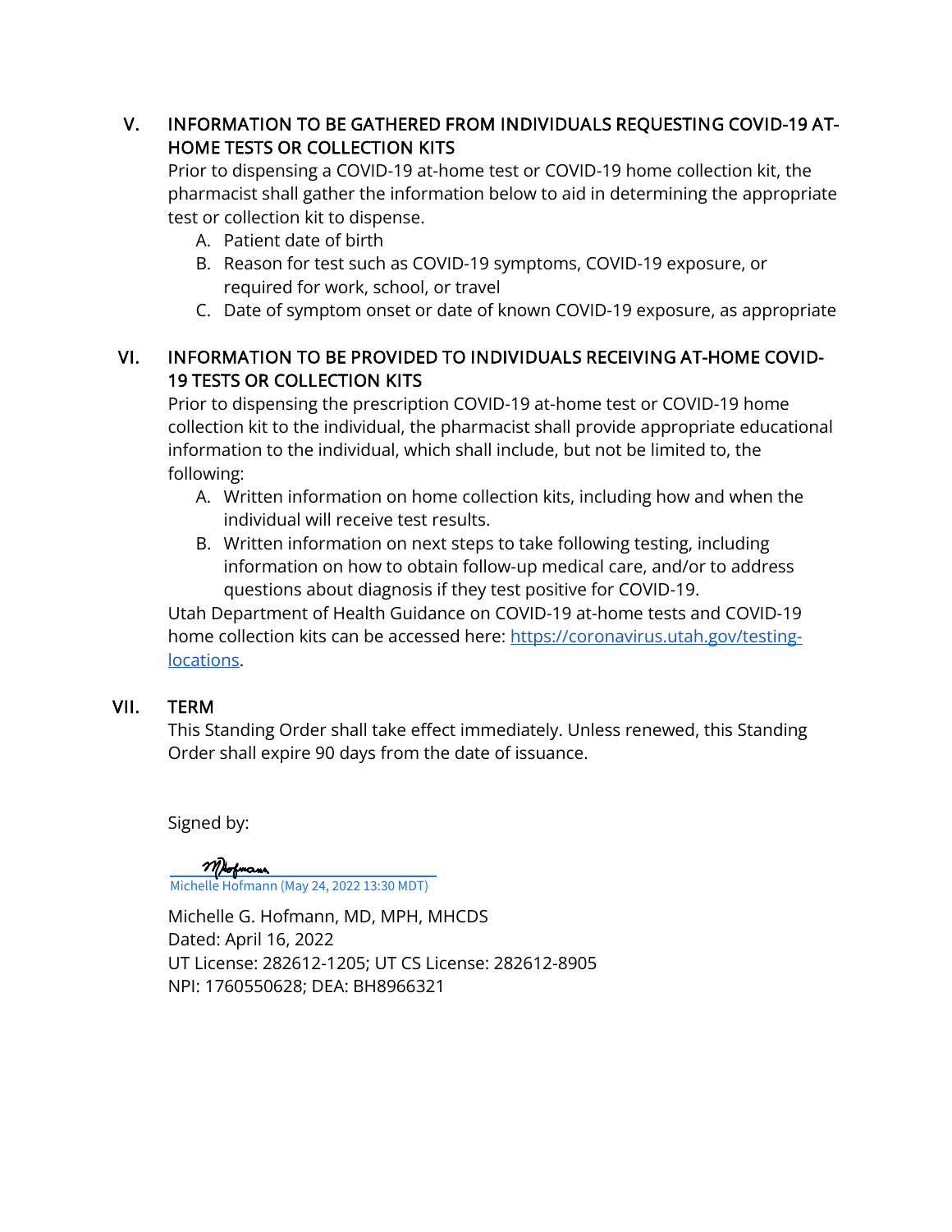## V. INFORMATION TO BE GATHERED FROM INDIVIDUALS REQUESTING COVID-19 AT-HOME TESTS OR COLLECTION KITS

Prior to dispensing a COVID-19 at-home test or COVID-19 home collection kit, the pharmacist shall gather the information below to aid in determining the appropriate test or collection kit to dispense.

A. Patient date of birth
B. Reason for test such as COVID-19 symptoms, COVID-19 exposure, or required for work, school, or travel
C. Date of symptom onset or date of known COVID-19 exposure, as appropriate

## VI. INFORMATION TO BE PROVIDED TO INDIVIDUALS RECEIVING AT-HOME COVID-19 TESTS OR COLLECTION KITS

Prior to dispensing the prescription COVID-19 at-home test or COVID-19 home collection kit to the individual, the pharmacist shall provide appropriate educational information to the individual, which shall include, but not be limited to, the following:

A. Written information on home collection kits, including how and when the individual will receive test results.
B. Written information on next steps to take following testing, including information on how to obtain follow-up medical care, and/or to address questions about diagnosis if they test positive for COVID-19.

Utah Department of Health Guidance on COVID-19 at-home tests and COVID-19 home collection kits can be accessed here: [https://coronavirus.utah.gov/testing-locations](https://coronavirus.utah.gov/testing-locations).

## VII. TERM

This Standing Order shall take effect immediately. Unless renewed, this Standing Order shall expire 90 days from the date of issuance.

Signed by:

MHofmann
Michelle Hofmann (May 24, 2022 13:30 MDT)

Michelle G. Hofmann, MD, MPH, MHCDS
Dated: April 16, 2022
UT License: 282612-1205; UT CS License: 282612-8905
NPI: 1760550628; DEA: BH8966321